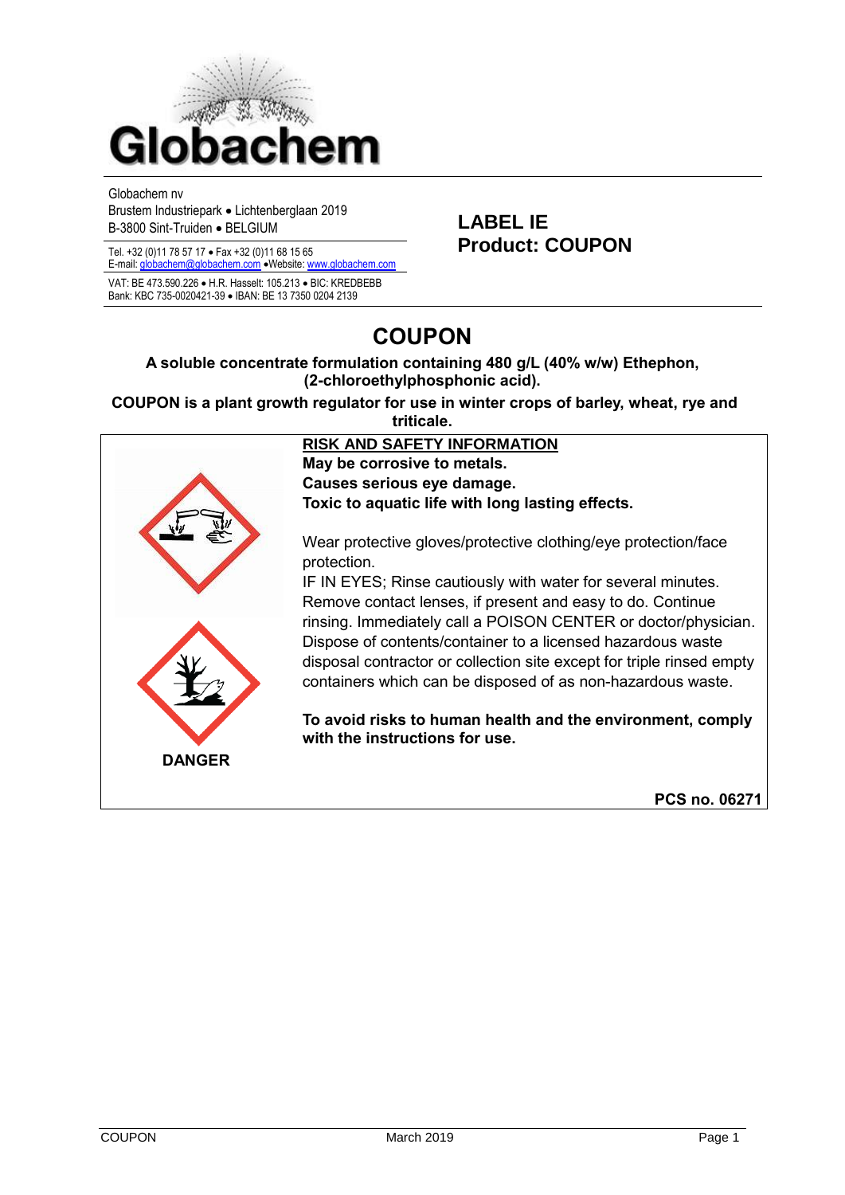Globachem nv
Brustem Industriepark • Lichtenberglaan 2019
B-3800 Sint-Truiden • BELGIUM

Tel. +32 (0)11 78 57 17 • Fax +32 (0)11 68 15 65
E-mail: globachem@globachem.com •Website: www.globachem.com

VAT: BE 473.590.226 • H.R. Hasselt: 105.213 • BIC: KREDBEBB
Bank: KBC 735-0020421-39 • IBAN: BE 13 7350 0204 2139

**LABEL IE**
**Product: COUPON**

# COUPON

**A soluble concentrate formulation containing 480 g/L (40% w/w) Ethephon, (2-chloroethylphosphonic acid).**

**COUPON is a plant growth regulator for use in winter crops of barley, wheat, rye and triticale.**

**RISK AND SAFETY INFORMATION**

**May be corrosive to metals.**
**Causes serious eye damage.**
**Toxic to aquatic life with long lasting effects.**

Wear protective gloves/protective clothing/eye protection/face protection.
IF IN EYES; Rinse cautiously with water for several minutes. Remove contact lenses, if present and easy to do. Continue rinsing. Immediately call a POISON CENTER or doctor/physician.
Dispose of contents/container to a licensed hazardous waste disposal contractor or collection site except for triple rinsed empty containers which can be disposed of as non-hazardous waste.

**To avoid risks to human health and the environment, comply with the instructions for use.**

**DANGER**

**PCS no. 06271**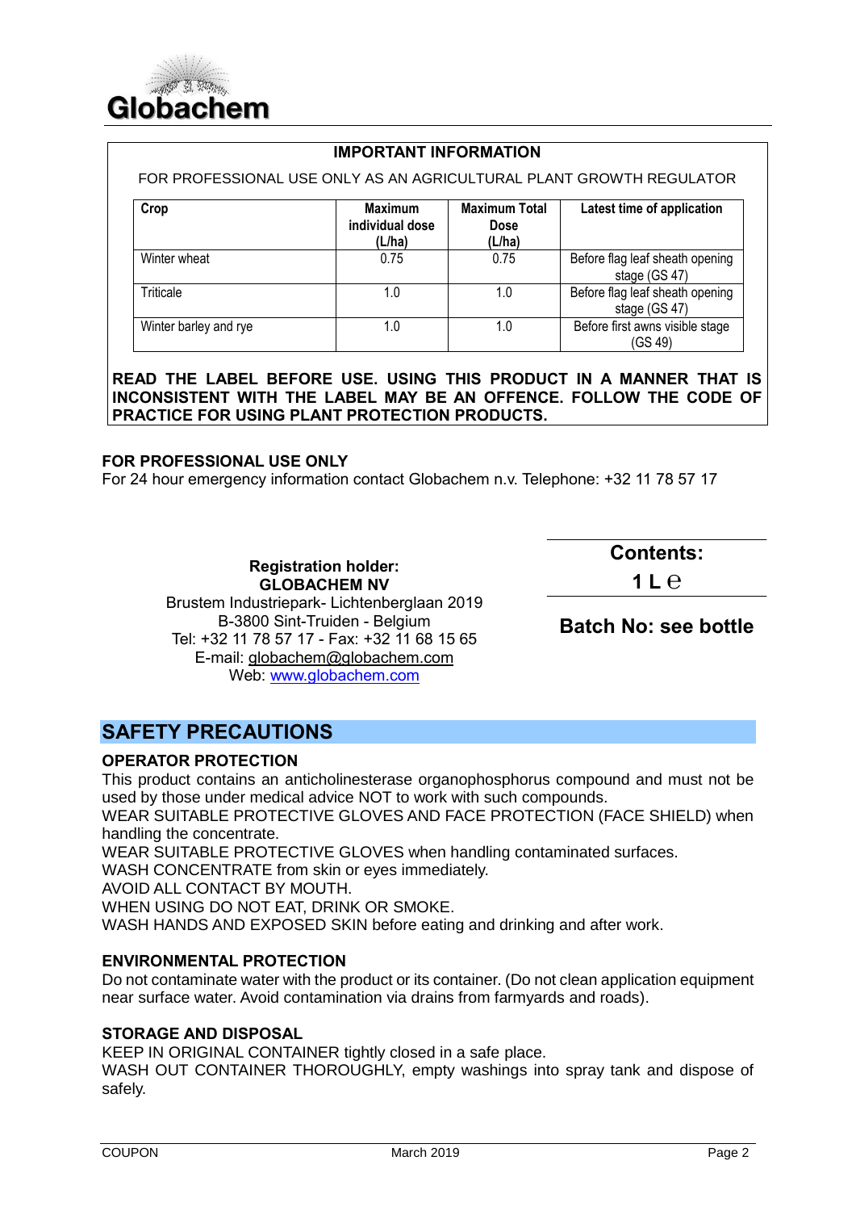Globachem

**IMPORTANT INFORMATION**

FOR PROFESSIONAL USE ONLY AS AN AGRICULTURAL PLANT GROWTH REGULATOR

| Crop | Maximum individual dose (L/ha) | Maximum Total Dose (L/ha) | Latest time of application |
|---|---|---|---|
| Winter wheat | 0.75 | 0.75 | Before flag leaf sheath opening stage (GS 47) |
| Triticale | 1.0 | 1.0 | Before flag leaf sheath opening stage (GS 47) |
| Winter barley and rye | 1.0 | 1.0 | Before first awns visible stage (GS 49) |

**READ THE LABEL BEFORE USE. USING THIS PRODUCT IN A MANNER THAT IS INCONSISTENT WITH THE LABEL MAY BE AN OFFENCE. FOLLOW THE CODE OF PRACTICE FOR USING PLANT PROTECTION PRODUCTS.**

**FOR PROFESSIONAL USE ONLY**

For 24 hour emergency information contact Globachem n.v. Telephone: +32 11 78 57 17

**Registration holder:**
**GLOBACHEM NV**
Brustem Industriepark- Lichtenberglaan 2019
B-3800 Sint-Truiden - Belgium
Tel: +32 11 78 57 17 - Fax: +32 11 68 15 65
E-mail: globachem@globachem.com
Web: www.globachem.com

**Contents:**
**1 L ℮**

**Batch No: see bottle**

## SAFETY PRECAUTIONS

### OPERATOR PROTECTION

This product contains an anticholinesterase organophosphorus compound and must not be used by those under medical advice NOT to work with such compounds.
WEAR SUITABLE PROTECTIVE GLOVES AND FACE PROTECTION (FACE SHIELD) when handling the concentrate.
WEAR SUITABLE PROTECTIVE GLOVES when handling contaminated surfaces.
WASH CONCENTRATE from skin or eyes immediately.
AVOID ALL CONTACT BY MOUTH.
WHEN USING DO NOT EAT, DRINK OR SMOKE.
WASH HANDS AND EXPOSED SKIN before eating and drinking and after work.

### ENVIRONMENTAL PROTECTION

Do not contaminate water with the product or its container. (Do not clean application equipment near surface water. Avoid contamination via drains from farmyards and roads).

### STORAGE AND DISPOSAL

KEEP IN ORIGINAL CONTAINER tightly closed in a safe place.
WASH OUT CONTAINER THOROUGHLY, empty washings into spray tank and dispose of safely.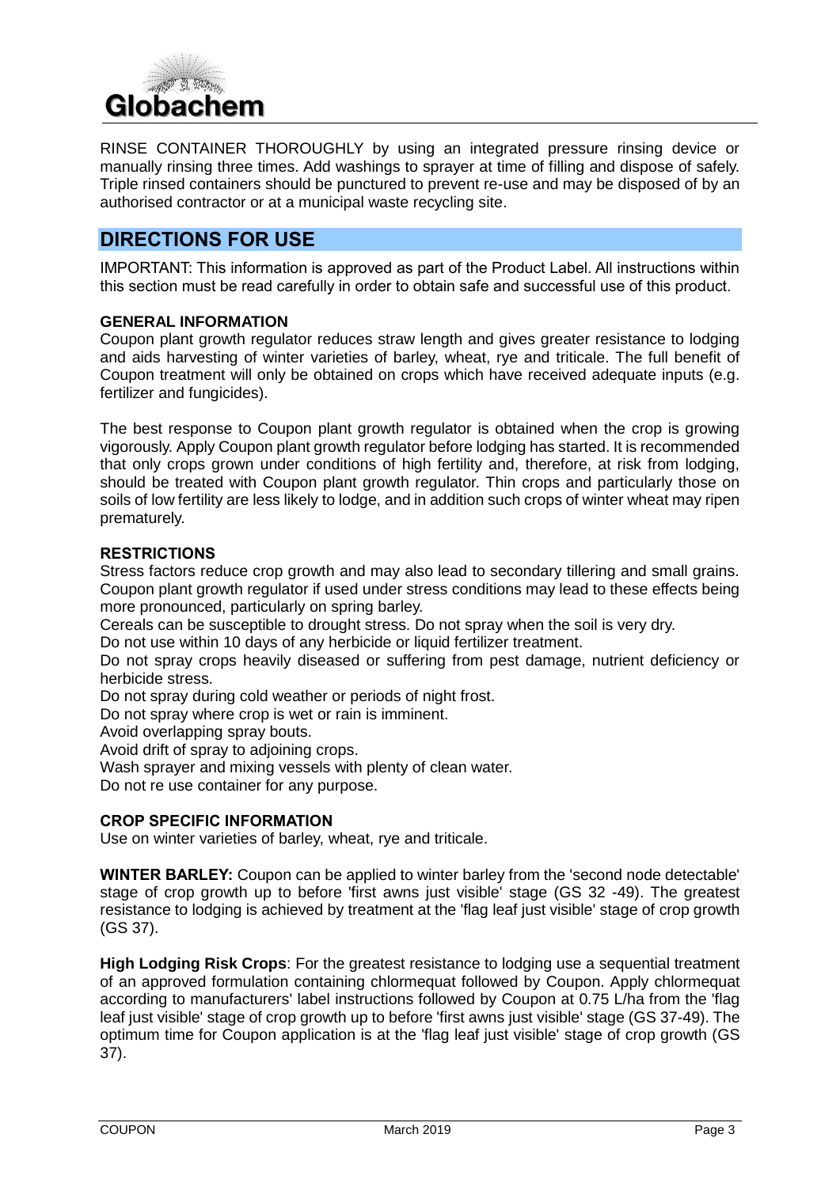RINSE CONTAINER THOROUGHLY by using an integrated pressure rinsing device or manually rinsing three times. Add washings to sprayer at time of filling and dispose of safely. Triple rinsed containers should be punctured to prevent re-use and may be disposed of by an authorised contractor or at a municipal waste recycling site.

## DIRECTIONS FOR USE

IMPORTANT: This information is approved as part of the Product Label. All instructions within this section must be read carefully in order to obtain safe and successful use of this product.

### GENERAL INFORMATION

Coupon plant growth regulator reduces straw length and gives greater resistance to lodging and aids harvesting of winter varieties of barley, wheat, rye and triticale. The full benefit of Coupon treatment will only be obtained on crops which have received adequate inputs (e.g. fertilizer and fungicides).

The best response to Coupon plant growth regulator is obtained when the crop is growing vigorously. Apply Coupon plant growth regulator before lodging has started. It is recommended that only crops grown under conditions of high fertility and, therefore, at risk from lodging, should be treated with Coupon plant growth regulator. Thin crops and particularly those on soils of low fertility are less likely to lodge, and in addition such crops of winter wheat may ripen prematurely.

### RESTRICTIONS

Stress factors reduce crop growth and may also lead to secondary tillering and small grains. Coupon plant growth regulator if used under stress conditions may lead to these effects being more pronounced, particularly on spring barley.
Cereals can be susceptible to drought stress. Do not spray when the soil is very dry.
Do not use within 10 days of any herbicide or liquid fertilizer treatment.
Do not spray crops heavily diseased or suffering from pest damage, nutrient deficiency or herbicide stress.
Do not spray during cold weather or periods of night frost.
Do not spray where crop is wet or rain is imminent.
Avoid overlapping spray bouts.
Avoid drift of spray to adjoining crops.
Wash sprayer and mixing vessels with plenty of clean water.
Do not re use container for any purpose.

### CROP SPECIFIC INFORMATION

Use on winter varieties of barley, wheat, rye and triticale.

**WINTER BARLEY:** Coupon can be applied to winter barley from the 'second node detectable' stage of crop growth up to before 'first awns just visible' stage (GS 32 -49). The greatest resistance to lodging is achieved by treatment at the 'flag leaf just visible' stage of crop growth (GS 37).

**High Lodging Risk Crops**: For the greatest resistance to lodging use a sequential treatment of an approved formulation containing chlormequat followed by Coupon. Apply chlormequat according to manufacturers' label instructions followed by Coupon at 0.75 L/ha from the 'flag leaf just visible' stage of crop growth up to before 'first awns just visible' stage (GS 37-49). The optimum time for Coupon application is at the 'flag leaf just visible' stage of crop growth (GS 37).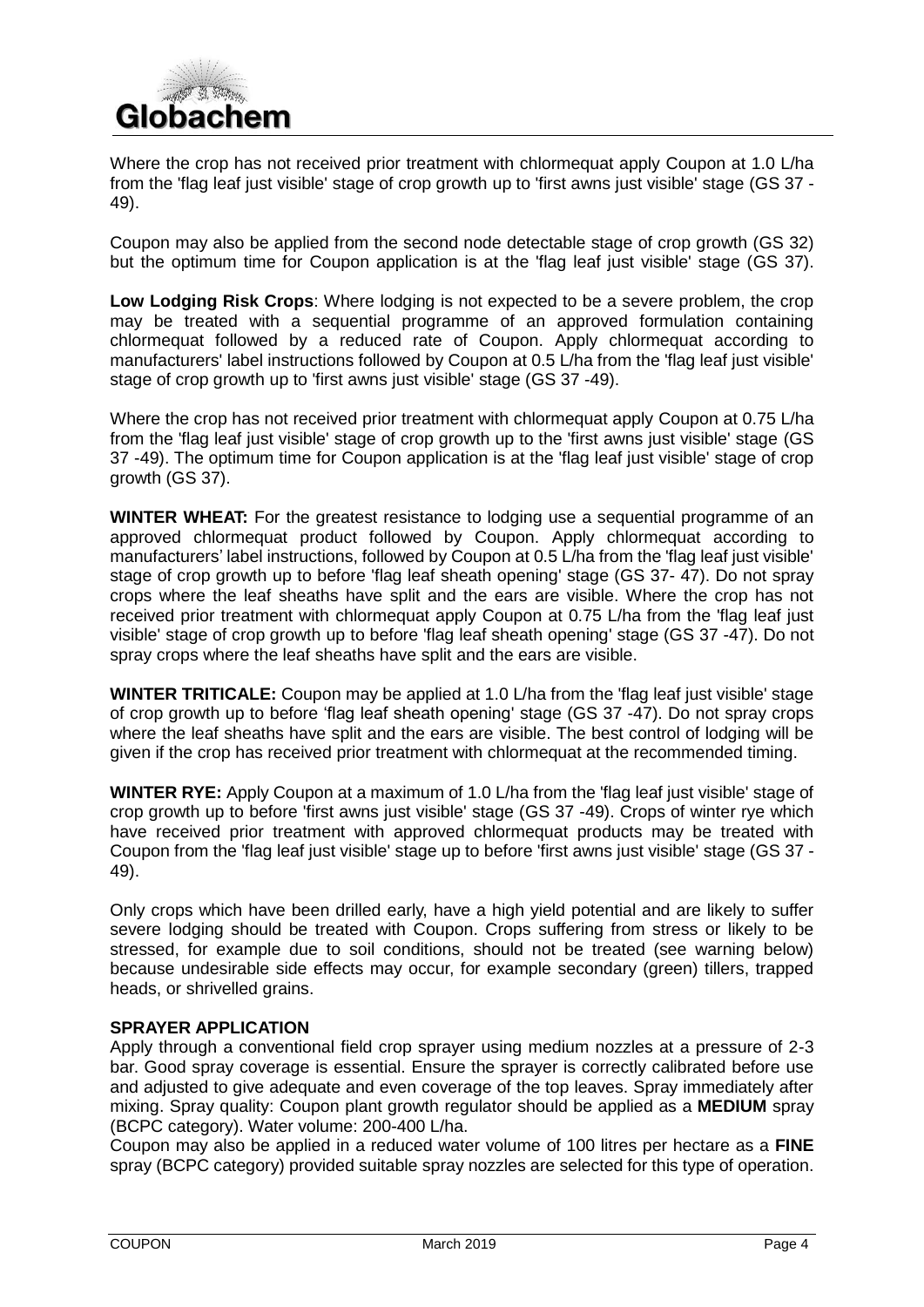Where the crop has not received prior treatment with chlormequat apply Coupon at 1.0 L/ha from the 'flag leaf just visible' stage of crop growth up to 'first awns just visible' stage (GS 37 - 49).

Coupon may also be applied from the second node detectable stage of crop growth (GS 32) but the optimum time for Coupon application is at the 'flag leaf just visible' stage (GS 37).

**Low Lodging Risk Crops**: Where lodging is not expected to be a severe problem, the crop may be treated with a sequential programme of an approved formulation containing chlormequat followed by a reduced rate of Coupon. Apply chlormequat according to manufacturers' label instructions followed by Coupon at 0.5 L/ha from the 'flag leaf just visible' stage of crop growth up to 'first awns just visible' stage (GS 37 -49).

Where the crop has not received prior treatment with chlormequat apply Coupon at 0.75 L/ha from the 'flag leaf just visible' stage of crop growth up to the 'first awns just visible' stage (GS 37 -49). The optimum time for Coupon application is at the 'flag leaf just visible' stage of crop growth (GS 37).

**WINTER WHEAT:** For the greatest resistance to lodging use a sequential programme of an approved chlormequat product followed by Coupon. Apply chlormequat according to manufacturers' label instructions, followed by Coupon at 0.5 L/ha from the 'flag leaf just visible' stage of crop growth up to before 'flag leaf sheath opening' stage (GS 37- 47). Do not spray crops where the leaf sheaths have split and the ears are visible. Where the crop has not received prior treatment with chlormequat apply Coupon at 0.75 L/ha from the 'flag leaf just visible' stage of crop growth up to before 'flag leaf sheath opening' stage (GS 37 -47). Do not spray crops where the leaf sheaths have split and the ears are visible.

**WINTER TRITICALE:** Coupon may be applied at 1.0 L/ha from the 'flag leaf just visible' stage of crop growth up to before 'flag leaf sheath opening' stage (GS 37 -47). Do not spray crops where the leaf sheaths have split and the ears are visible. The best control of lodging will be given if the crop has received prior treatment with chlormequat at the recommended timing.

**WINTER RYE:** Apply Coupon at a maximum of 1.0 L/ha from the 'flag leaf just visible' stage of crop growth up to before 'first awns just visible' stage (GS 37 -49). Crops of winter rye which have received prior treatment with approved chlormequat products may be treated with Coupon from the 'flag leaf just visible' stage up to before 'first awns just visible' stage (GS 37 - 49).

Only crops which have been drilled early, have a high yield potential and are likely to suffer severe lodging should be treated with Coupon. Crops suffering from stress or likely to be stressed, for example due to soil conditions, should not be treated (see warning below) because undesirable side effects may occur, for example secondary (green) tillers, trapped heads, or shrivelled grains.

**SPRAYER APPLICATION**

Apply through a conventional field crop sprayer using medium nozzles at a pressure of 2-3 bar. Good spray coverage is essential. Ensure the sprayer is correctly calibrated before use and adjusted to give adequate and even coverage of the top leaves. Spray immediately after mixing. Spray quality: Coupon plant growth regulator should be applied as a **MEDIUM** spray (BCPC category). Water volume: 200-400 L/ha.

Coupon may also be applied in a reduced water volume of 100 litres per hectare as a **FINE** spray (BCPC category) provided suitable spray nozzles are selected for this type of operation.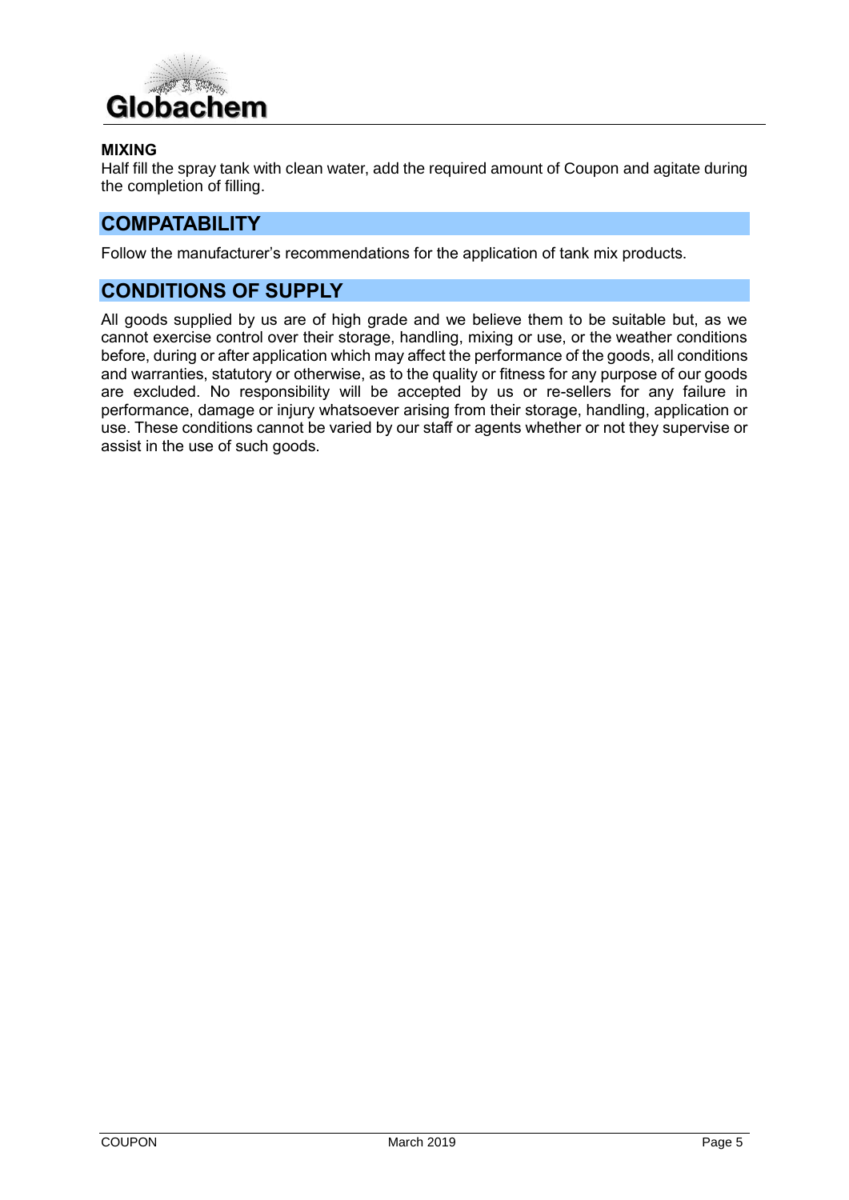**MIXING**

Half fill the spray tank with clean water, add the required amount of Coupon and agitate during the completion of filling.

## COMPATABILITY

Follow the manufacturer's recommendations for the application of tank mix products.

## CONDITIONS OF SUPPLY

All goods supplied by us are of high grade and we believe them to be suitable but, as we cannot exercise control over their storage, handling, mixing or use, or the weather conditions before, during or after application which may affect the performance of the goods, all conditions and warranties, statutory or otherwise, as to the quality or fitness for any purpose of our goods are excluded. No responsibility will be accepted by us or re-sellers for any failure in performance, damage or injury whatsoever arising from their storage, handling, application or use. These conditions cannot be varied by our staff or agents whether or not they supervise or assist in the use of such goods.